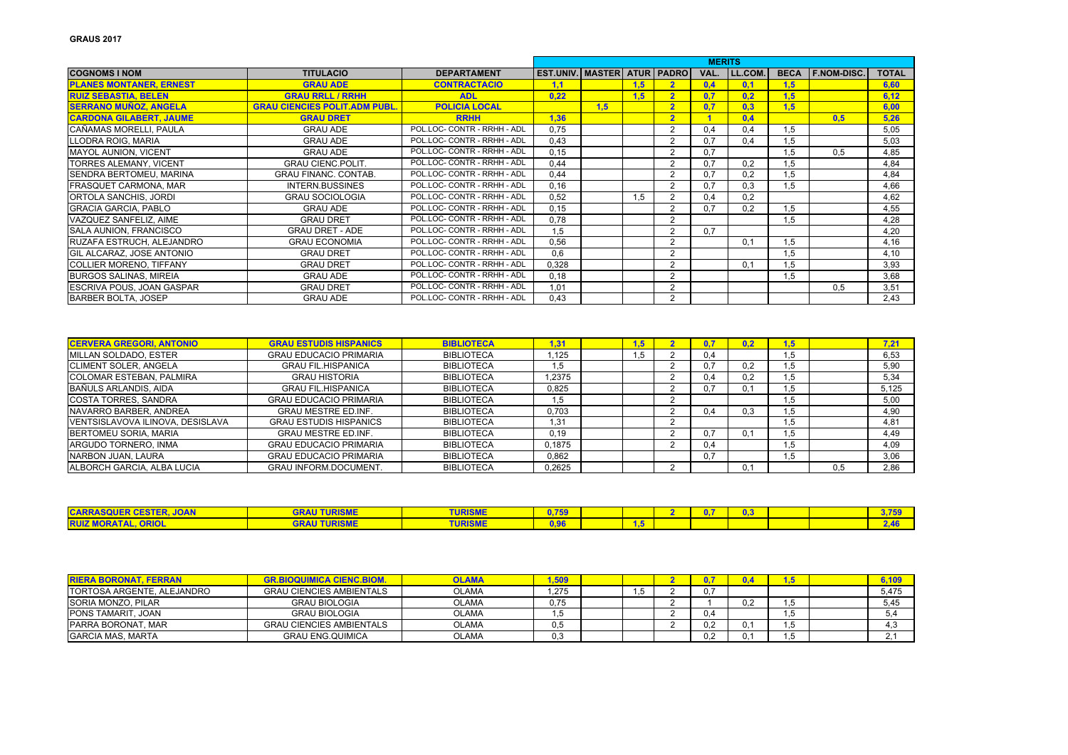**GRAUS 2017**

| COGNOMS I NOM | TITULACIO | DEPARTAMENT | MERITS | | | | | | | | | |
|---|---|---|---|---|---|---|---|---|---|---|---|---|
| | | | EST.UNIV. | MASTER | ATUR | PADRO | VAL. | LL.COM. | BECA | F.NOM-DISC. | TOTAL |
| **PLANES MONTANER, ERNEST** | **GRAU ADE** | **CONTRACTACIO** | **1,1** | | **1,5** | **2** | **0,4** | **0,1** | **1,5** | | **6,60** |
| **RUIZ SEBASTIA, BELEN** | **GRAU RRLL / RRHH** | **ADL** | **0,22** | | **1,5** | **2** | **0,7** | **0,2** | **1,5** | | **6,12** |
| **SERRANO MUÑOZ, ANGELA** | **GRAU CIENCIES POLIT.ADM PUBL.** | **POLICIA LOCAL** | | **1,5** | | **2** | **0,7** | **0,3** | **1,5** | | **6,00** |
| **CARDONA GILABERT, JAUME** | **GRAU DRET** | **RRHH** | **1,36** | | | **2** | **1** | **0,4** | | **0,5** | **5,26** |
| CAÑAMAS MORELLI, PAULA | GRAU ADE | POL.LOC- CONTR - RRHH - ADL | 0,75 | | | 2 | 0,4 | 0,4 | 1,5 | | 5,05 |
| LLODRA ROIG, MARIA | GRAU ADE | POL.LOC- CONTR - RRHH - ADL | 0,43 | | | 2 | 0,7 | 0,4 | 1,5 | | 5,03 |
| MAYOL AUNION, VICENT | GRAU ADE | POL.LOC- CONTR - RRHH - ADL | 0,15 | | | 2 | 0,7 | | 1,5 | 0,5 | 4,85 |
| TORRES ALEMANY, VICENT | GRAU CIENC.POLIT. | POL.LOC- CONTR - RRHH - ADL | 0,44 | | | 2 | 0,7 | 0,2 | 1,5 | | 4,84 |
| SENDRA BERTOMEU, MARINA | GRAU FINANC. CONTAB. | POL.LOC- CONTR - RRHH - ADL | 0,44 | | | 2 | 0,7 | 0,2 | 1,5 | | 4,84 |
| FRASQUET CARMONA, MAR | INTERN.BUSSINES | POL.LOC- CONTR - RRHH - ADL | 0,16 | | | 2 | 0,7 | 0,3 | 1,5 | | 4,66 |
| ORTOLA SANCHIS, JORDI | GRAU SOCIOLOGIA | POL.LOC- CONTR - RRHH - ADL | 0,52 | | 1,5 | 2 | 0,4 | 0,2 | | | 4,62 |
| GRACIA GARCIA, PABLO | GRAU ADE | POL.LOC- CONTR - RRHH - ADL | 0,15 | | | 2 | 0,7 | 0,2 | 1,5 | | 4,55 |
| VAZQUEZ SANFELIZ, AIME | GRAU DRET | POL.LOC- CONTR - RRHH - ADL | 0,78 | | | 2 | | | 1,5 | | 4,28 |
| SALA AUNION, FRANCISCO | GRAU DRET - ADE | POL.LOC- CONTR - RRHH - ADL | 1,5 | | | 2 | 0,7 | | | | 4,20 |
| RUZAFA ESTRUCH, ALEJANDRO | GRAU ECONOMIA | POL.LOC- CONTR - RRHH - ADL | 0,56 | | | 2 | | 0,1 | 1,5 | | 4,16 |
| GIL ALCARAZ, JOSE ANTONIO | GRAU DRET | POL.LOC- CONTR - RRHH - ADL | 0,6 | | | 2 | | | 1,5 | | 4,10 |
| COLLIER MORENO, TIFFANY | GRAU DRET | POL.LOC- CONTR - RRHH - ADL | 0,328 | | | 2 | | 0,1 | 1,5 | | 3,93 |
| BURGOS SALINAS, MIREIA | GRAU ADE | POL.LOC- CONTR - RRHH - ADL | 0,18 | | | 2 | | | 1,5 | | 3,68 |
| ESCRIVA POUS, JOAN GASPAR | GRAU DRET | POL.LOC- CONTR - RRHH - ADL | 1,01 | | | 2 | | | | 0,5 | 3,51 |
| BARBER BOLTA, JOSEP | GRAU ADE | POL.LOC- CONTR - RRHH - ADL | 0,43 | | | 2 | | | | | 2,43 |

| COGNOMS I NOM | TITULACIO | DEPARTAMENT | EST.UNIV. | MASTER | ATUR | PADRO | VAL. | LL.COM. | BECA | F.NOM-DISC. | TOTAL |
|---|---|---|---|---|---|---|---|---|---|---|---|
| **CERVERA GREGORI, ANTONIO** | **GRAU ESTUDIS HISPANICS** | **BIBLIOTECA** | **1,31** | | **1,5** | **2** | **0,7** | **0,2** | **1,5** | | **7,21** |
| MILLAN SOLDADO, ESTER | GRAU EDUCACIO PRIMARIA | BIBLIOTECA | 1,125 | | 1,5 | 2 | 0,4 | | 1,5 | | 6,53 |
| CLIMENT SOLER, ANGELA | GRAU FIL.HISPANICA | BIBLIOTECA | 1,5 | | | 2 | 0,7 | 0,2 | 1,5 | | 5,90 |
| COLOMAR ESTEBAN, PALMIRA | GRAU HISTORIA | BIBLIOTECA | 1,2375 | | | 2 | 0,4 | 0,2 | 1,5 | | 5,34 |
| BAÑULS ARLANDIS, AIDA | GRAU FIL.HISPANICA | BIBLIOTECA | 0,825 | | | 2 | 0,7 | 0,1 | 1,5 | | 5,125 |
| COSTA TORRES, SANDRA | GRAU EDUCACIO PRIMARIA | BIBLIOTECA | 1,5 | | | 2 | | | 1,5 | | 5,00 |
| NAVARRO BARBER, ANDREA | GRAU MESTRE ED.INF. | BIBLIOTECA | 0,703 | | | 2 | 0,4 | 0,3 | 1,5 | | 4,90 |
| VENTSISLAVOVA ILINOVA, DESISLAVA | GRAU ESTUDIS HISPANICS | BIBLIOTECA | 1,31 | | | 2 | | | 1,5 | | 4,81 |
| BERTOMEU SORIA, MARIA | GRAU MESTRE ED.INF. | BIBLIOTECA | 0,19 | | | 2 | 0,7 | 0,1 | 1,5 | | 4,49 |
| ARGUDO TORNERO, INMA | GRAU EDUCACIO PRIMARIA | BIBLIOTECA | 0,1875 | | | 2 | 0,4 | | 1,5 | | 4,09 |
| NARBON JUAN, LAURA | GRAU EDUCACIO PRIMARIA | BIBLIOTECA | 0,862 | | | | 0,7 | | 1,5 | | 3,06 |
| ALBORCH GARCIA, ALBA LUCIA | GRAU INFORM.DOCUMENT. | BIBLIOTECA | 0,2625 | | | 2 | | 0,1 | | 0,5 | 2,86 |

| COGNOMS I NOM | TITULACIO | DEPARTAMENT | EST.UNIV. | MASTER | ATUR | PADRO | VAL. | LL.COM. | BECA | F.NOM-DISC. | TOTAL |
|---|---|---|---|---|---|---|---|---|---|---|---|
| **CARRASQUER CESTER, JOAN** | **GRAU TURISME** | **TURISME** | **0,759** | | | **2** | **0,7** | **0,3** | | | **3,759** |
| **RUIZ MORATAL, ORIOL** | **GRAU TURISME** | **TURISME** | **0,96** | | **1,5** | | | | | | **2,46** |

| COGNOMS I NOM | TITULACIO | DEPARTAMENT | EST.UNIV. | MASTER | ATUR | PADRO | VAL. | LL.COM. | BECA | F.NOM-DISC. | TOTAL |
|---|---|---|---|---|---|---|---|---|---|---|---|
| **RIERA BORONAT, FERRAN** | **GR.BIOQUIMICA CIENC.BIOM.** | **OLAMA** | **1,509** | | | **2** | **0,7** | **0,4** | **1,5** | | **6,109** |
| TORTOSA ARGENTE, ALEJANDRO | GRAU CIENCIES AMBIENTALS | OLAMA | 1,275 | | 1,5 | 2 | 0,7 | | | | 5,475 |
| SORIA MONZO, PILAR | GRAU BIOLOGIA | OLAMA | 0,75 | | | 2 | 1 | 0,2 | 1,5 | | 5,45 |
| PONS TAMARIT, JOAN | GRAU BIOLOGIA | OLAMA | 1,5 | | | 2 | 0,4 | | 1,5 | | 5,4 |
| PARRA BORONAT, MAR | GRAU CIENCIES AMBIENTALS | OLAMA | 0,5 | | | 2 | 0,2 | 0,1 | 1,5 | | 4,3 |
| GARCIA MAS, MARTA | GRAU ENG.QUIMICA | OLAMA | 0,3 | | | | 0,2 | 0,1 | 1,5 | | 2,1 |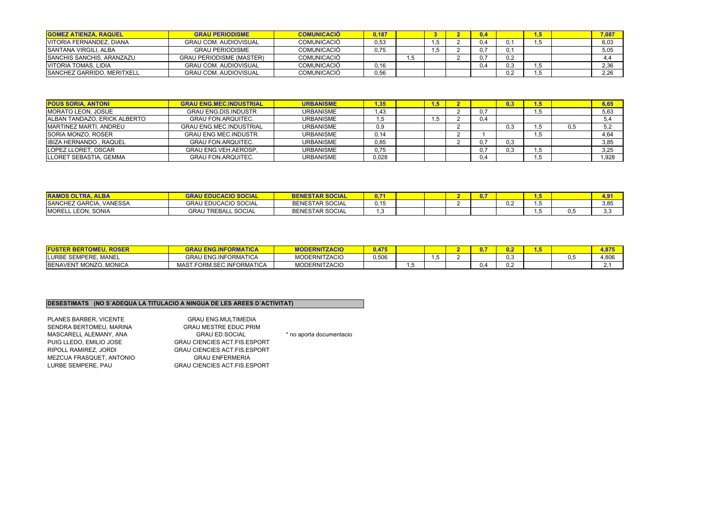| | | | | | | | | | | | |
|---|---|---|---|---|---|---|---|---|---|---|---|
| **GOMEZ ATIENZA, RAQUEL** | **GRAU PERIODISME** | **COMUNICACIÓ** | **0,187** | | **3** | **2** | **0,4** | | **1,5** | | **7,087** |
| VITORIA FERNANDEZ, DIANA | GRAU COM. AUDIOVISUAL | COMUNICACIÓ | 0,53 | | 1,5 | 2 | 0,4 | 0,1 | 1,5 | | 6,03 |
| SANTANA VIRGILI, ALBA | GRAU PERIODISME | COMUNICACIÓ | 0,75 | | 1,5 | 2 | 0,7 | 0,1 | | | 5,05 |
| SANCHIS SANCHIS, ARANZAZU | GRAU PERIODISME (MASTER) | COMUNICACIÓ | | 1,5 | | 2 | 0,7 | 0,2 | | | 4,4 |
| VITORIA TOMAS, LIDIA | GRAU COM. AUDIOVISUAL | COMUNICACIÓ | 0,16 | | | | 0,4 | 0,3 | 1,5 | | 2,36 |
| SANCHEZ GARRIDO, MERITXELL | GRAU COM. AUDIOVISUAL | COMUNICACIÓ | 0,56 | | | | | 0,2 | 1,5 | | 2,26 |

| | | | | | | | | | | | |
|---|---|---|---|---|---|---|---|---|---|---|---|
| **POUS SORIA, ANTONI** | **GRAU ENG.MEC.INDUSTRIAL** | **URBANISME** | **1,35** | | **1,5** | **2** | | **0,3** | **1,5** | | **6,65** |
| MORATO LEON, JOSUE | GRAU ENG.DIS.INDUSTR | URBANISME | 1,43 | | | 2 | 0,7 | | 1,5 | | 5,63 |
| ALBAN TANDAZO, ERICK ALBERTO | GRAU FON.ARQUITEC. | URBANISME | 1,5 | | 1,5 | 2 | 0,4 | | | | 5,4 |
| MARTINEZ MARTI, ANDREU | GRAU ENG.MEC.INDUSTRIAL | URBANISME | 0,9 | | | 2 | | 0,3 | 1,5 | 0,5 | 5,2 |
| SORIA MONZO, ROSER | GRAU ENG MEC.INDUSTR. | URBANISME | 0,14 | | | 2 | 1 | | 1,5 | | 4,64 |
| IBIZA HERNANDO , RAQUEL | GRAU FON.ARQUITEC. | URBANISME | 0,85 | | | 2 | 0,7 | 0,3 | | | 3,85 |
| LOPEZ LLORET, OSCAR | GRAU ENG.VEH.AEROSP, | URBANISME | 0,75 | | | | 0,7 | 0,3 | 1,5 | | 3,25 |
| LLORET SEBASTIA, GEMMA | GRAU FON.ARQUITEC. | URBANISME | 0,028 | | | | 0,4 | | 1,5 | | 1,928 |

| | | | | | | | | | | | |
|---|---|---|---|---|---|---|---|---|---|---|---|
| **RAMOS OLTRA, ALBA** | **GRAU EDUCACIO SOCIAL** | **BENESTAR SOCIAL** | **0,71** | | | **2** | **0,7** | | **1,5** | | **4,91** |
| SANCHEZ GARCIA, VANESSA | GRAU EDUCACIO SOCIAL | BENESTAR SOCIAL | 0,15 | | | 2 | | 0,2 | 1,5 | | 3,85 |
| MORELL LEON, SONIA | GRAU TREBALL SOCIAL | BENESTAR SOCIAL | 1,3 | | | | | | 1,5 | 0,5 | 3,3 |

| | | | | | | | | | | | |
|---|---|---|---|---|---|---|---|---|---|---|---|
| **FUSTER BERTOMEU, ROSER** | **GRAU ENG.INFORMATICA** | **MODERNITZACIO** | **0,475** | | | **2** | **0,7** | **0,2** | **1,5** | | **4,875** |
| LURBE SEMPERE, MANEL | GRAU ENG.INFORMATICA | MODERNITZACIO | 0,506 | | 1,5 | 2 | | 0,3 | | 0,5 | 4,806 |
| BENAVENT MONZO, MONICA | MAST.FORM.SEC.INFORMATICA | MODERNITZACIO | | 1,5 | | | 0,4 | 0,2 | | | 2,1 |

**DESESTIMATS (NO S´ADEQUA LA TITULACIO A NINGUA DE LES AREES D´ACTIVITAT)**

| | | |
|---|---|---|
| PLANES BARBER, VICENTE | GRAU ENG.MULTIMEDIA | |
| SENDRA BERTOMEU, MARINA | GRAU MESTRE EDUC.PRIM | |
| MASCARELL ALEMANY, ANA | GRAU ED.SOCIAL | * no aporta documentacio |
| PUIG LLEDO, EMILIO JOSE | GRAU CIENCIES ACT.FIS.ESPORT | |
| RIPOLL RAMIREZ, JORDI | GRAU CIENCIES ACT.FIS.ESPORT | |
| MEZCUA FRASQUET, ANTONIO | GRAU ENFERMERIA | |
| LURBE SEMPERE, PAU | GRAU CIENCIES ACT.FIS.ESPORT | |